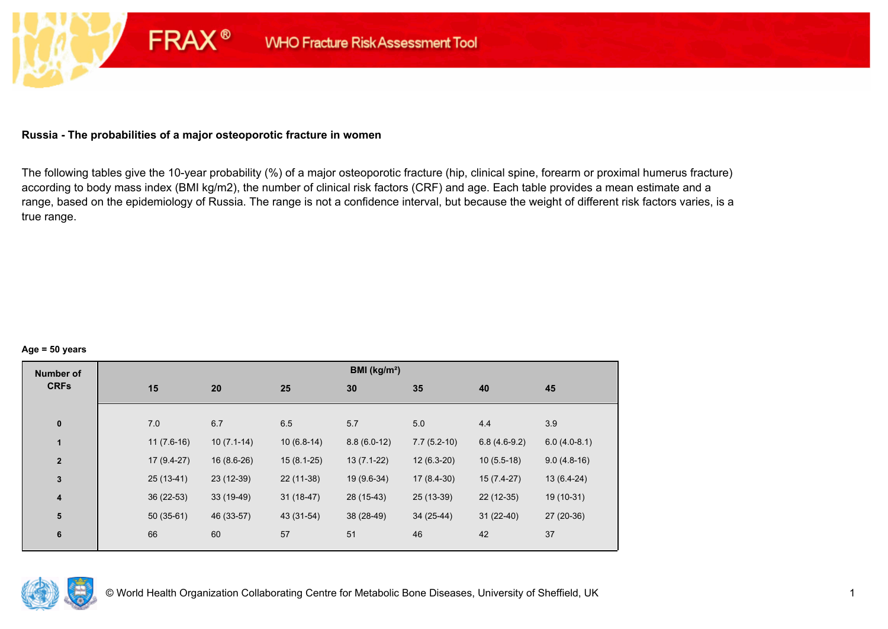FRAX® WHO Fracture Risk Assessment Tool

**Russia - The probabilities of a major osteoporotic fracture in women**

The following tables give the 10-year probability (%) of a major osteoporotic fracture (hip, clinical spine, forearm or proximal humerus fracture) according to body mass index (BMI kg/m2), the number of clinical risk factors (CRF) and age. Each table provides a mean estimate and a range, based on the epidemiology of Russia. The range is not a confidence interval, but because the weight of different risk factors varies, is a true range.

**Age = 50 years**

| Number of CRFs | BMI (kg/m²) | | | | | | |
|---|---|---|---|---|---|---|---|
| | 15 | 20 | 25 | 30 | 35 | 40 | 45 |
| 0 | 7.0 | 6.7 | 6.5 | 5.7 | 5.0 | 4.4 | 3.9 |
| 1 | 11 (7.6-16) | 10 (7.1-14) | 10 (6.8-14) | 8.8 (6.0-12) | 7.7 (5.2-10) | 6.8 (4.6-9.2) | 6.0 (4.0-8.1) |
| 2 | 17 (9.4-27) | 16 (8.6-26) | 15 (8.1-25) | 13 (7.1-22) | 12 (6.3-20) | 10 (5.5-18) | 9.0 (4.8-16) |
| 3 | 25 (13-41) | 23 (12-39) | 22 (11-38) | 19 (9.6-34) | 17 (8.4-30) | 15 (7.4-27) | 13 (6.4-24) |
| 4 | 36 (22-53) | 33 (19-49) | 31 (18-47) | 28 (15-43) | 25 (13-39) | 22 (12-35) | 19 (10-31) |
| 5 | 50 (35-61) | 46 (33-57) | 43 (31-54) | 38 (28-49) | 34 (25-44) | 31 (22-40) | 27 (20-36) |
| 6 | 66 | 60 | 57 | 51 | 46 | 42 | 37 |

© World Health Organization Collaborating Centre for Metabolic Bone Diseases, University of Sheffield, UK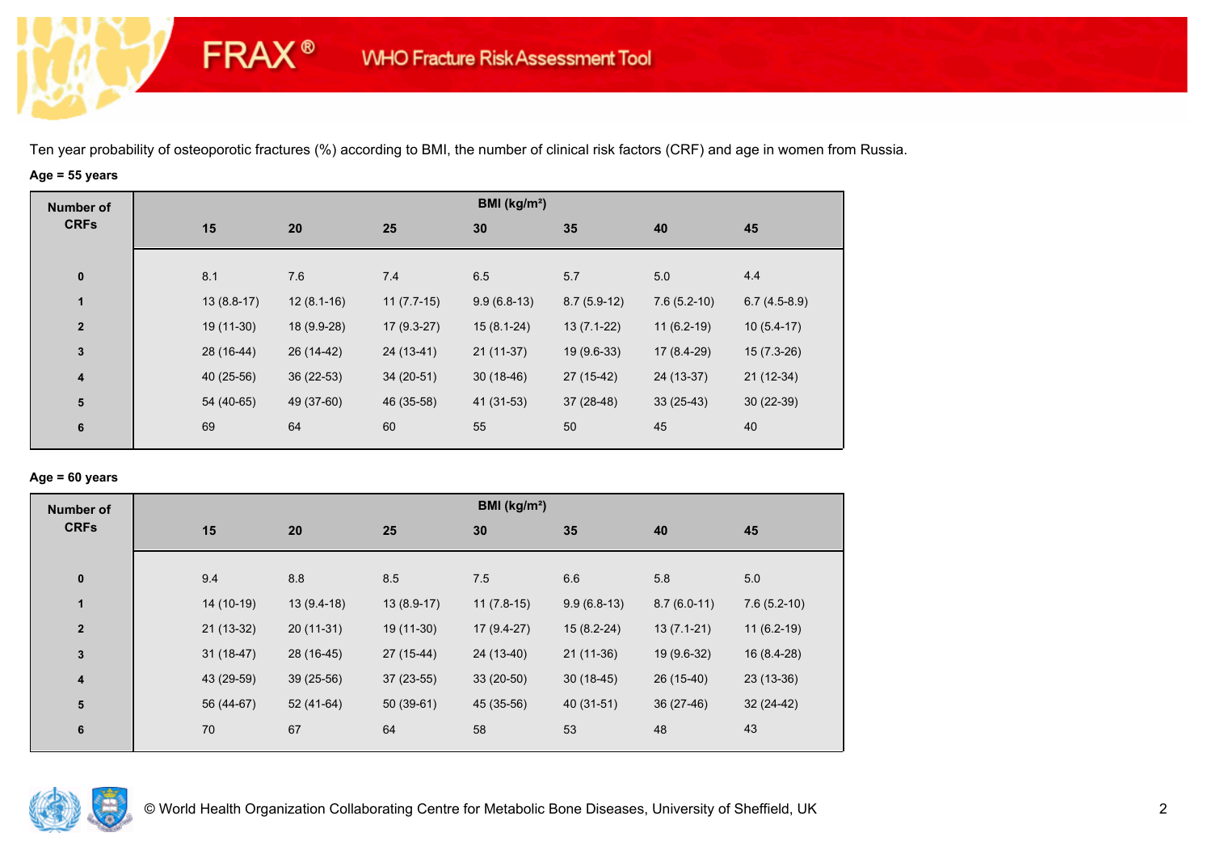FRAX® WHO Fracture Risk Assessment Tool

Ten year probability of osteoporotic fractures (%) according to BMI, the number of clinical risk factors (CRF) and age in women from Russia.

**Age = 55 years**

| Number of CRFs | BMI (kg/m²) | | | | | | |
|---|---|---|---|---|---|---|---|
| | 15 | 20 | 25 | 30 | 35 | 40 | 45 |
| 0 | 8.1 | 7.6 | 7.4 | 6.5 | 5.7 | 5.0 | 4.4 |
| 1 | 13 (8.8-17) | 12 (8.1-16) | 11 (7.7-15) | 9.9 (6.8-13) | 8.7 (5.9-12) | 7.6 (5.2-10) | 6.7 (4.5-8.9) |
| 2 | 19 (11-30) | 18 (9.9-28) | 17 (9.3-27) | 15 (8.1-24) | 13 (7.1-22) | 11 (6.2-19) | 10 (5.4-17) |
| 3 | 28 (16-44) | 26 (14-42) | 24 (13-41) | 21 (11-37) | 19 (9.6-33) | 17 (8.4-29) | 15 (7.3-26) |
| 4 | 40 (25-56) | 36 (22-53) | 34 (20-51) | 30 (18-46) | 27 (15-42) | 24 (13-37) | 21 (12-34) |
| 5 | 54 (40-65) | 49 (37-60) | 46 (35-58) | 41 (31-53) | 37 (28-48) | 33 (25-43) | 30 (22-39) |
| 6 | 69 | 64 | 60 | 55 | 50 | 45 | 40 |

**Age = 60 years**

| Number of CRFs | BMI (kg/m²) | | | | | | |
|---|---|---|---|---|---|---|---|
| | 15 | 20 | 25 | 30 | 35 | 40 | 45 |
| 0 | 9.4 | 8.8 | 8.5 | 7.5 | 6.6 | 5.8 | 5.0 |
| 1 | 14 (10-19) | 13 (9.4-18) | 13 (8.9-17) | 11 (7.8-15) | 9.9 (6.8-13) | 8.7 (6.0-11) | 7.6 (5.2-10) |
| 2 | 21 (13-32) | 20 (11-31) | 19 (11-30) | 17 (9.4-27) | 15 (8.2-24) | 13 (7.1-21) | 11 (6.2-19) |
| 3 | 31 (18-47) | 28 (16-45) | 27 (15-44) | 24 (13-40) | 21 (11-36) | 19 (9.6-32) | 16 (8.4-28) |
| 4 | 43 (29-59) | 39 (25-56) | 37 (23-55) | 33 (20-50) | 30 (18-45) | 26 (15-40) | 23 (13-36) |
| 5 | 56 (44-67) | 52 (41-64) | 50 (39-61) | 45 (35-56) | 40 (31-51) | 36 (27-46) | 32 (24-42) |
| 6 | 70 | 67 | 64 | 58 | 53 | 48 | 43 |

© World Health Organization Collaborating Centre for Metabolic Bone Diseases, University of Sheffield, UK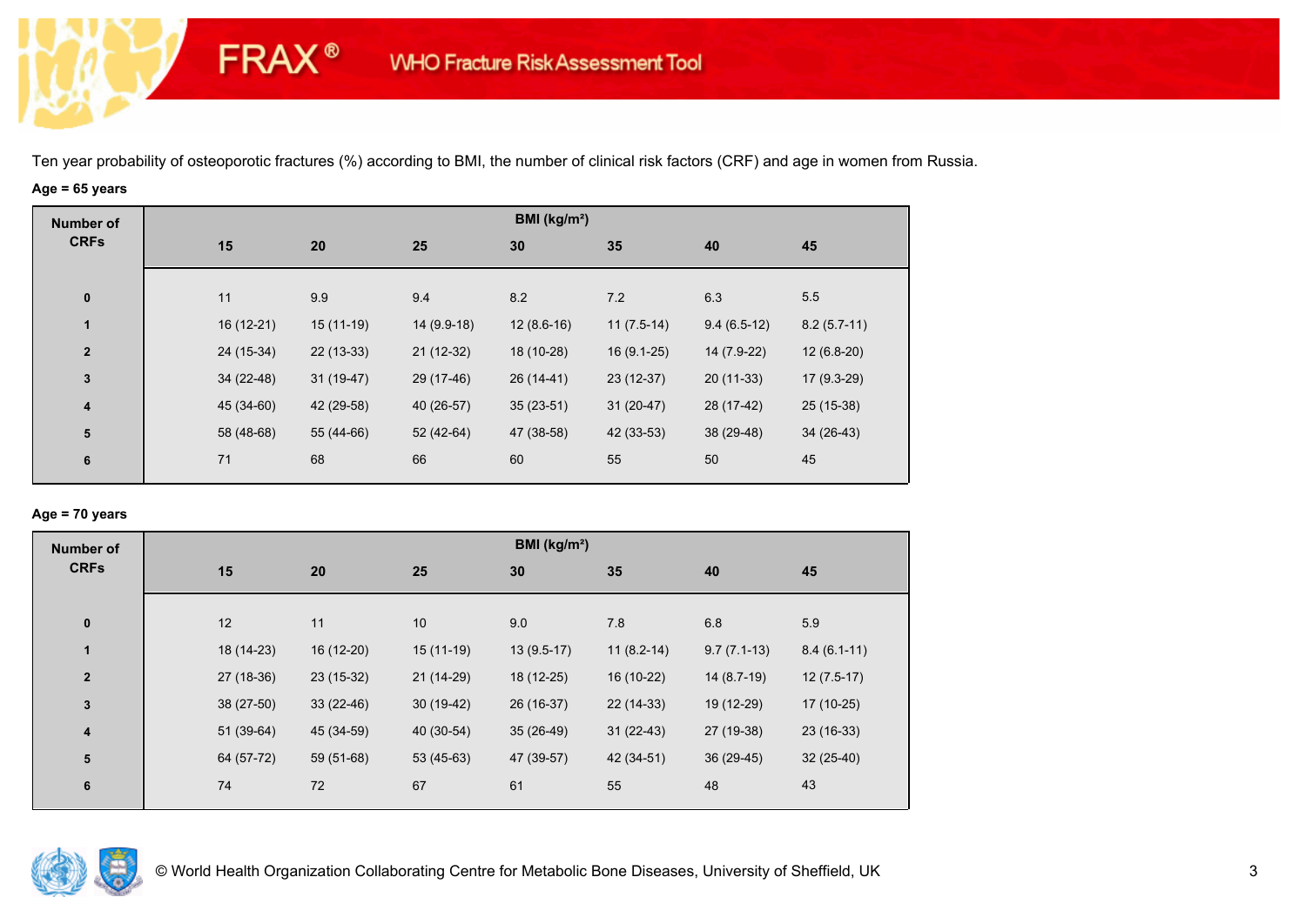Ten year probability of osteoporotic fractures (%) according to BMI, the number of clinical risk factors (CRF) and age in women from Russia.

**Age = 65 years**

| Number of CRFs | BMI (kg/m²) | | | | | | |
|---|---|---|---|---|---|---|---|
| | 15 | 20 | 25 | 30 | 35 | 40 | 45 |
| 0 | 11 | 9.9 | 9.4 | 8.2 | 7.2 | 6.3 | 5.5 |
| 1 | 16 (12-21) | 15 (11-19) | 14 (9.9-18) | 12 (8.6-16) | 11 (7.5-14) | 9.4 (6.5-12) | 8.2 (5.7-11) |
| 2 | 24 (15-34) | 22 (13-33) | 21 (12-32) | 18 (10-28) | 16 (9.1-25) | 14 (7.9-22) | 12 (6.8-20) |
| 3 | 34 (22-48) | 31 (19-47) | 29 (17-46) | 26 (14-41) | 23 (12-37) | 20 (11-33) | 17 (9.3-29) |
| 4 | 45 (34-60) | 42 (29-58) | 40 (26-57) | 35 (23-51) | 31 (20-47) | 28 (17-42) | 25 (15-38) |
| 5 | 58 (48-68) | 55 (44-66) | 52 (42-64) | 47 (38-58) | 42 (33-53) | 38 (29-48) | 34 (26-43) |
| 6 | 71 | 68 | 66 | 60 | 55 | 50 | 45 |

**Age = 70 years**

| Number of CRFs | BMI (kg/m²) | | | | | | |
|---|---|---|---|---|---|---|---|
| | 15 | 20 | 25 | 30 | 35 | 40 | 45 |
| 0 | 12 | 11 | 10 | 9.0 | 7.8 | 6.8 | 5.9 |
| 1 | 18 (14-23) | 16 (12-20) | 15 (11-19) | 13 (9.5-17) | 11 (8.2-14) | 9.7 (7.1-13) | 8.4 (6.1-11) |
| 2 | 27 (18-36) | 23 (15-32) | 21 (14-29) | 18 (12-25) | 16 (10-22) | 14 (8.7-19) | 12 (7.5-17) |
| 3 | 38 (27-50) | 33 (22-46) | 30 (19-42) | 26 (16-37) | 22 (14-33) | 19 (12-29) | 17 (10-25) |
| 4 | 51 (39-64) | 45 (34-59) | 40 (30-54) | 35 (26-49) | 31 (22-43) | 27 (19-38) | 23 (16-33) |
| 5 | 64 (57-72) | 59 (51-68) | 53 (45-63) | 47 (39-57) | 42 (34-51) | 36 (29-45) | 32 (25-40) |
| 6 | 74 | 72 | 67 | 61 | 55 | 48 | 43 |

© World Health Organization Collaborating Centre for Metabolic Bone Diseases, University of Sheffield, UK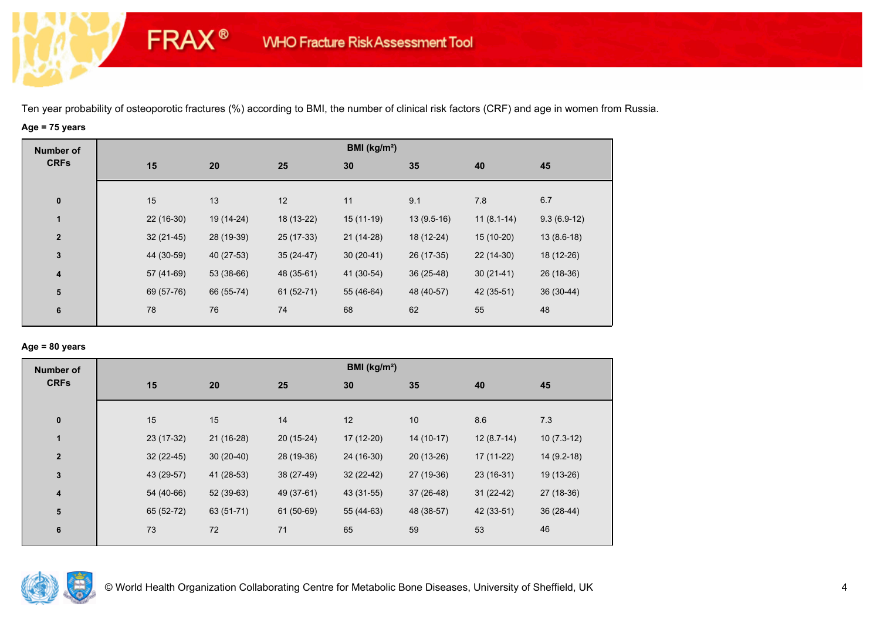FRAX® WHO Fracture Risk Assessment Tool

Ten year probability of osteoporotic fractures (%) according to BMI, the number of clinical risk factors (CRF) and age in women from Russia.

**Age = 75 years**

| Number of CRFs | BMI (kg/m²) | | | | | | |
|---|---|---|---|---|---|---|---|
| | **15** | **20** | **25** | **30** | **35** | **40** | **45** |
| **0** | 15 | 13 | 12 | 11 | 9.1 | 7.8 | 6.7 |
| **1** | 22 (16-30) | 19 (14-24) | 18 (13-22) | 15 (11-19) | 13 (9.5-16) | 11 (8.1-14) | 9.3 (6.9-12) |
| **2** | 32 (21-45) | 28 (19-39) | 25 (17-33) | 21 (14-28) | 18 (12-24) | 15 (10-20) | 13 (8.6-18) |
| **3** | 44 (30-59) | 40 (27-53) | 35 (24-47) | 30 (20-41) | 26 (17-35) | 22 (14-30) | 18 (12-26) |
| **4** | 57 (41-69) | 53 (38-66) | 48 (35-61) | 41 (30-54) | 36 (25-48) | 30 (21-41) | 26 (18-36) |
| **5** | 69 (57-76) | 66 (55-74) | 61 (52-71) | 55 (46-64) | 48 (40-57) | 42 (35-51) | 36 (30-44) |
| **6** | 78 | 76 | 74 | 68 | 62 | 55 | 48 |

**Age = 80 years**

| Number of CRFs | BMI (kg/m²) | | | | | | |
|---|---|---|---|---|---|---|---|
| | **15** | **20** | **25** | **30** | **35** | **40** | **45** |
| **0** | 15 | 15 | 14 | 12 | 10 | 8.6 | 7.3 |
| **1** | 23 (17-32) | 21 (16-28) | 20 (15-24) | 17 (12-20) | 14 (10-17) | 12 (8.7-14) | 10 (7.3-12) |
| **2** | 32 (22-45) | 30 (20-40) | 28 (19-36) | 24 (16-30) | 20 (13-26) | 17 (11-22) | 14 (9.2-18) |
| **3** | 43 (29-57) | 41 (28-53) | 38 (27-49) | 32 (22-42) | 27 (19-36) | 23 (16-31) | 19 (13-26) |
| **4** | 54 (40-66) | 52 (39-63) | 49 (37-61) | 43 (31-55) | 37 (26-48) | 31 (22-42) | 27 (18-36) |
| **5** | 65 (52-72) | 63 (51-71) | 61 (50-69) | 55 (44-63) | 48 (38-57) | 42 (33-51) | 36 (28-44) |
| **6** | 73 | 72 | 71 | 65 | 59 | 53 | 46 |

© World Health Organization Collaborating Centre for Metabolic Bone Diseases, University of Sheffield, UK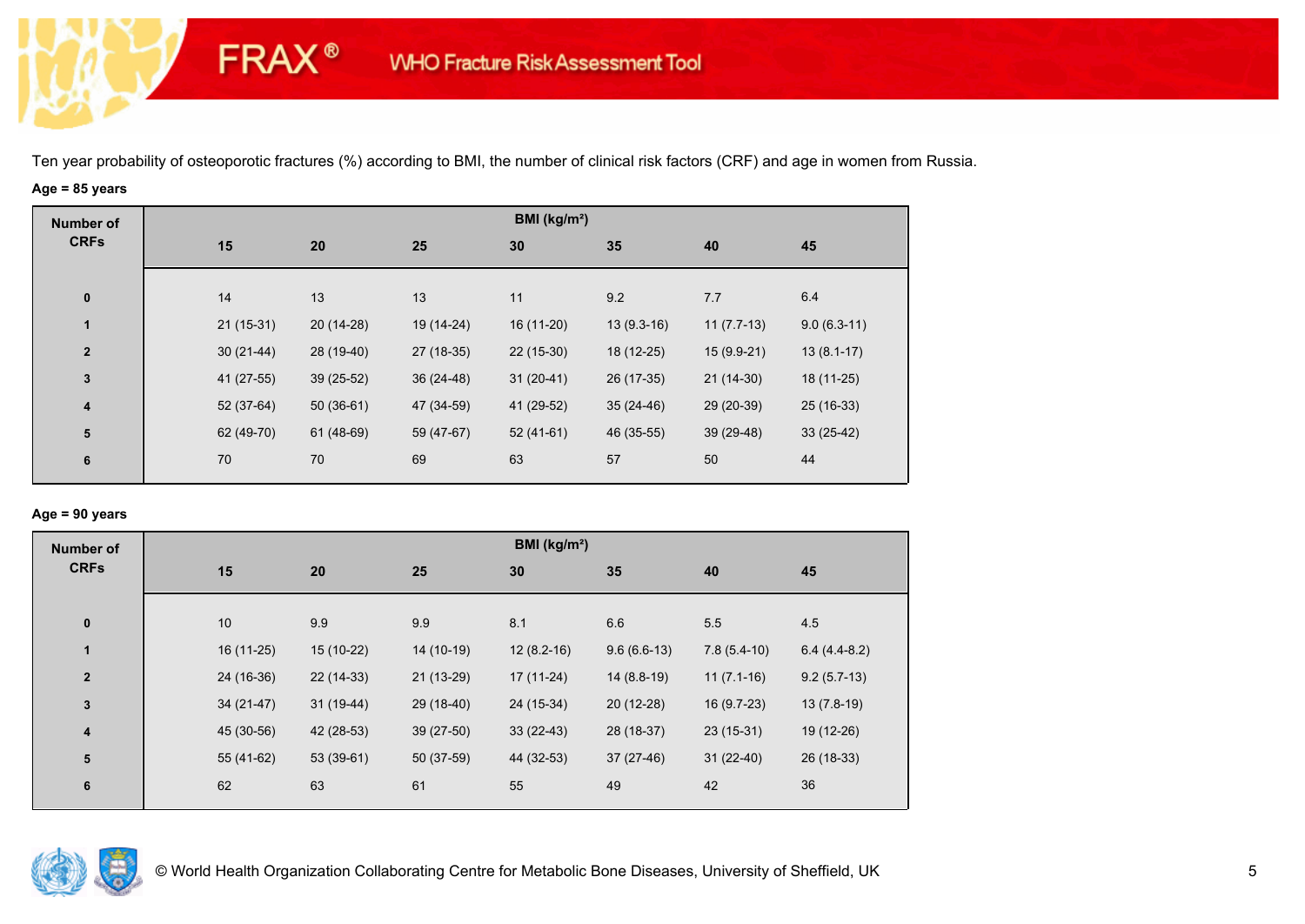Ten year probability of osteoporotic fractures (%) according to BMI, the number of clinical risk factors (CRF) and age in women from Russia.

**Age = 85 years**

| Number of CRFs | BMI (kg/m²) | | | | | | |
|---|---|---|---|---|---|---|---|
| | 15 | 20 | 25 | 30 | 35 | 40 | 45 |
| 0 | 14 | 13 | 13 | 11 | 9.2 | 7.7 | 6.4 |
| 1 | 21 (15-31) | 20 (14-28) | 19 (14-24) | 16 (11-20) | 13 (9.3-16) | 11 (7.7-13) | 9.0 (6.3-11) |
| 2 | 30 (21-44) | 28 (19-40) | 27 (18-35) | 22 (15-30) | 18 (12-25) | 15 (9.9-21) | 13 (8.1-17) |
| 3 | 41 (27-55) | 39 (25-52) | 36 (24-48) | 31 (20-41) | 26 (17-35) | 21 (14-30) | 18 (11-25) |
| 4 | 52 (37-64) | 50 (36-61) | 47 (34-59) | 41 (29-52) | 35 (24-46) | 29 (20-39) | 25 (16-33) |
| 5 | 62 (49-70) | 61 (48-69) | 59 (47-67) | 52 (41-61) | 46 (35-55) | 39 (29-48) | 33 (25-42) |
| 6 | 70 | 70 | 69 | 63 | 57 | 50 | 44 |

**Age = 90 years**

| Number of CRFs | BMI (kg/m²) | | | | | | |
|---|---|---|---|---|---|---|---|
| | 15 | 20 | 25 | 30 | 35 | 40 | 45 |
| 0 | 10 | 9.9 | 9.9 | 8.1 | 6.6 | 5.5 | 4.5 |
| 1 | 16 (11-25) | 15 (10-22) | 14 (10-19) | 12 (8.2-16) | 9.6 (6.6-13) | 7.8 (5.4-10) | 6.4 (4.4-8.2) |
| 2 | 24 (16-36) | 22 (14-33) | 21 (13-29) | 17 (11-24) | 14 (8.8-19) | 11 (7.1-16) | 9.2 (5.7-13) |
| 3 | 34 (21-47) | 31 (19-44) | 29 (18-40) | 24 (15-34) | 20 (12-28) | 16 (9.7-23) | 13 (7.8-19) |
| 4 | 45 (30-56) | 42 (28-53) | 39 (27-50) | 33 (22-43) | 28 (18-37) | 23 (15-31) | 19 (12-26) |
| 5 | 55 (41-62) | 53 (39-61) | 50 (37-59) | 44 (32-53) | 37 (27-46) | 31 (22-40) | 26 (18-33) |
| 6 | 62 | 63 | 61 | 55 | 49 | 42 | 36 |

© World Health Organization Collaborating Centre for Metabolic Bone Diseases, University of Sheffield, UK